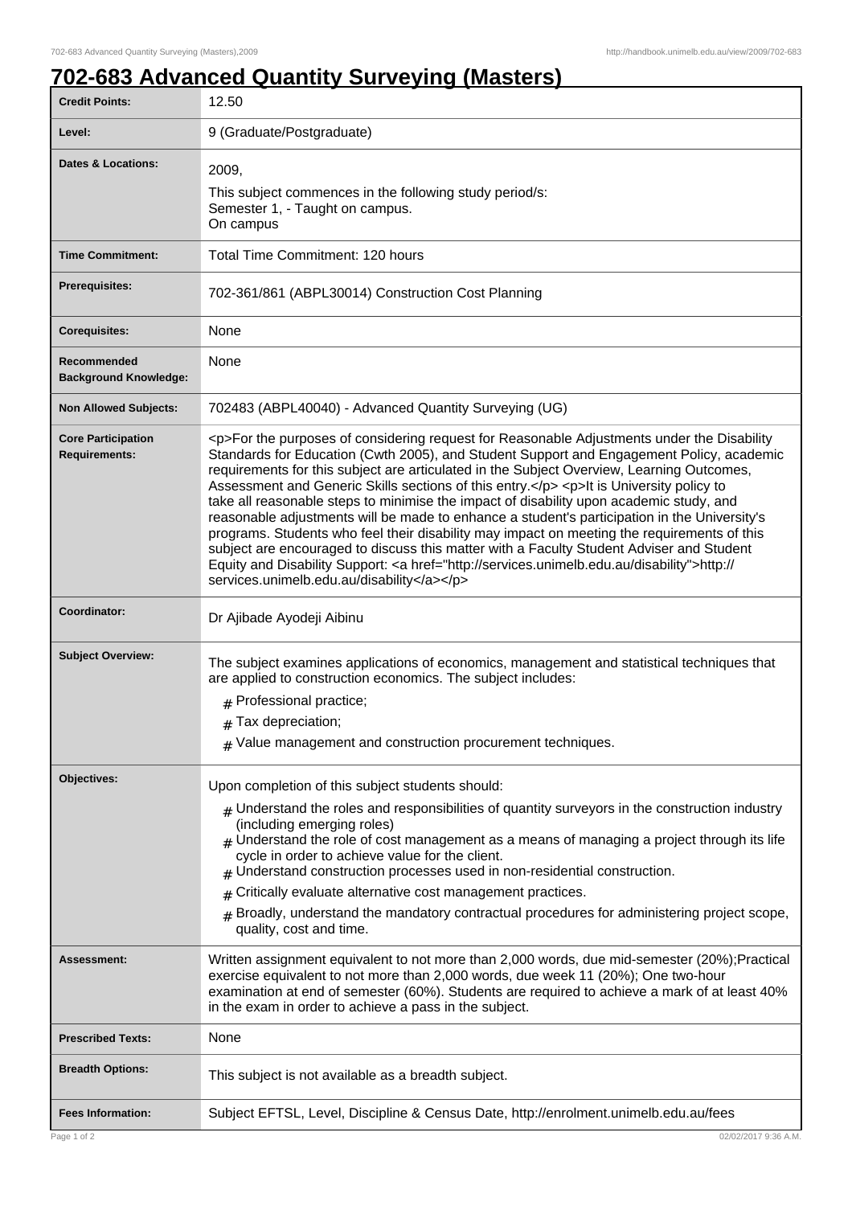# 702-683 Advanced Quantity Surveying (Masters)

| | |
|---|---|
| **Credit Points:** | 12.50 |
| **Level:** | 9 (Graduate/Postgraduate) |
| **Dates & Locations:** | 2009,<br>This subject commences in the following study period/s:<br>Semester 1, - Taught on campus.<br>On campus |
| **Time Commitment:** | Total Time Commitment: 120 hours |
| **Prerequisites:** | 702-361/861 (ABPL30014) Construction Cost Planning |
| **Corequisites:** | None |
| **Recommended Background Knowledge:** | None |
| **Non Allowed Subjects:** | 702483 (ABPL40040) - Advanced Quantity Surveying (UG) |
| **Core Participation Requirements:** | <p>For the purposes of considering request for Reasonable Adjustments under the Disability Standards for Education (Cwth 2005), and Student Support and Engagement Policy, academic requirements for this subject are articulated in the Subject Overview, Learning Outcomes, Assessment and Generic Skills sections of this entry.</p> <p>It is University policy to take all reasonable steps to minimise the impact of disability upon academic study, and reasonable adjustments will be made to enhance a student's participation in the University's programs. Students who feel their disability may impact on meeting the requirements of this subject are encouraged to discuss this matter with a Faculty Student Adviser and Student Equity and Disability Support: <a href="http://services.unimelb.edu.au/disability">http://services.unimelb.edu.au/disability</a></p> |
| **Coordinator:** | Dr Ajibade Ayodeji Aibinu |
| **Subject Overview:** | The subject examines applications of economics, management and statistical techniques that are applied to construction economics. The subject includes:<br># Professional practice;<br># Tax depreciation;<br># Value management and construction procurement techniques. |
| **Objectives:** | Upon completion of this subject students should:<br># Understand the roles and responsibilities of quantity surveyors in the construction industry (including emerging roles)<br># Understand the role of cost management as a means of managing a project through its life cycle in order to achieve value for the client.<br># Understand construction processes used in non-residential construction.<br># Critically evaluate alternative cost management practices.<br># Broadly, understand the mandatory contractual procedures for administering project scope, quality, cost and time. |
| **Assessment:** | Written assignment equivalent to not more than 2,000 words, due mid-semester (20%);Practical exercise equivalent to not more than 2,000 words, due week 11 (20%); One two-hour examination at end of semester (60%). Students are required to achieve a mark of at least 40% in the exam in order to achieve a pass in the subject. |
| **Prescribed Texts:** | None |
| **Breadth Options:** | This subject is not available as a breadth subject. |
| **Fees Information:** | Subject EFTSL, Level, Discipline & Census Date, http://enrolment.unimelb.edu.au/fees |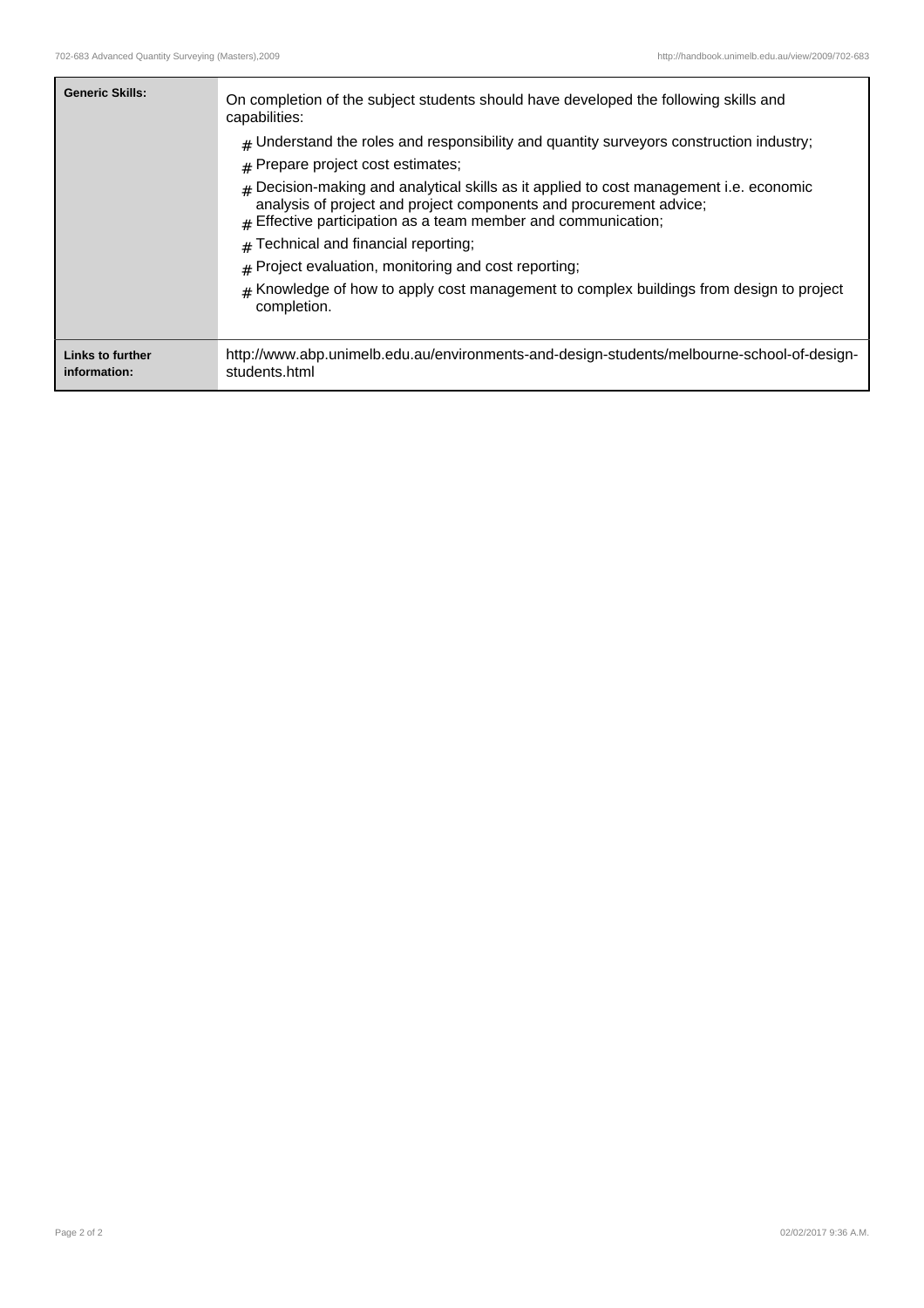| | |
|---|---|
| **Generic Skills:** | On completion of the subject students should have developed the following skills and capabilities:<br># Understand the roles and responsibility and quantity surveyors construction industry;<br># Prepare project cost estimates;<br># Decision-making and analytical skills as it applied to cost management i.e. economic analysis of project and project components and procurement advice;<br># Effective participation as a team member and communication;<br># Technical and financial reporting;<br># Project evaluation, monitoring and cost reporting;<br># Knowledge of how to apply cost management to complex buildings from design to project completion. |
| **Links to further information:** | http://www.abp.unimelb.edu.au/environments-and-design-students/melbourne-school-of-design-students.html |